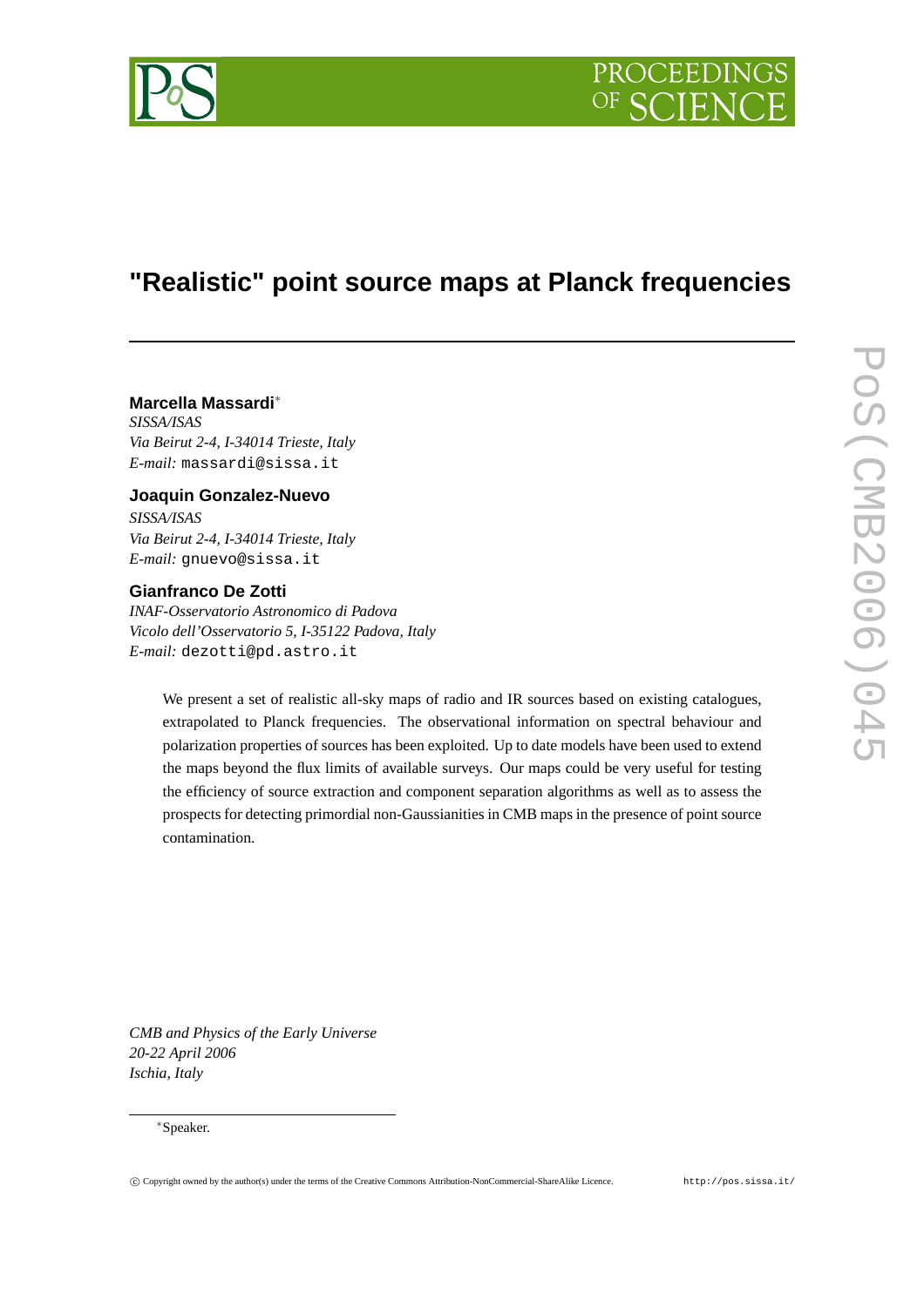# "Realistic" point source maps at Planck frequencies

**Marcella Massardi***

*SISSA/ISAS*
*Via Beirut 2-4, I-34014 Trieste, Italy*
*E-mail:* massardi@sissa.it

**Joaquin Gonzalez-Nuevo**

*SISSA/ISAS*
*Via Beirut 2-4, I-34014 Trieste, Italy*
*E-mail:* gnuevo@sissa.it

**Gianfranco De Zotti**

*INAF-Osservatorio Astronomico di Padova*
*Vicolo dell'Osservatorio 5, I-35122 Padova, Italy*
*E-mail:* dezotti@pd.astro.it

We present a set of realistic all-sky maps of radio and IR sources based on existing catalogues, extrapolated to Planck frequencies. The observational information on spectral behaviour and polarization properties of sources has been exploited. Up to date models have been used to extend the maps beyond the flux limits of available surveys. Our maps could be very useful for testing the efficiency of source extraction and component separation algorithms as well as to assess the prospects for detecting primordial non-Gaussianities in CMB maps in the presence of point source contamination.

*CMB and Physics of the Early Universe*
*20-22 April 2006*
*Ischia, Italy*

*Speaker.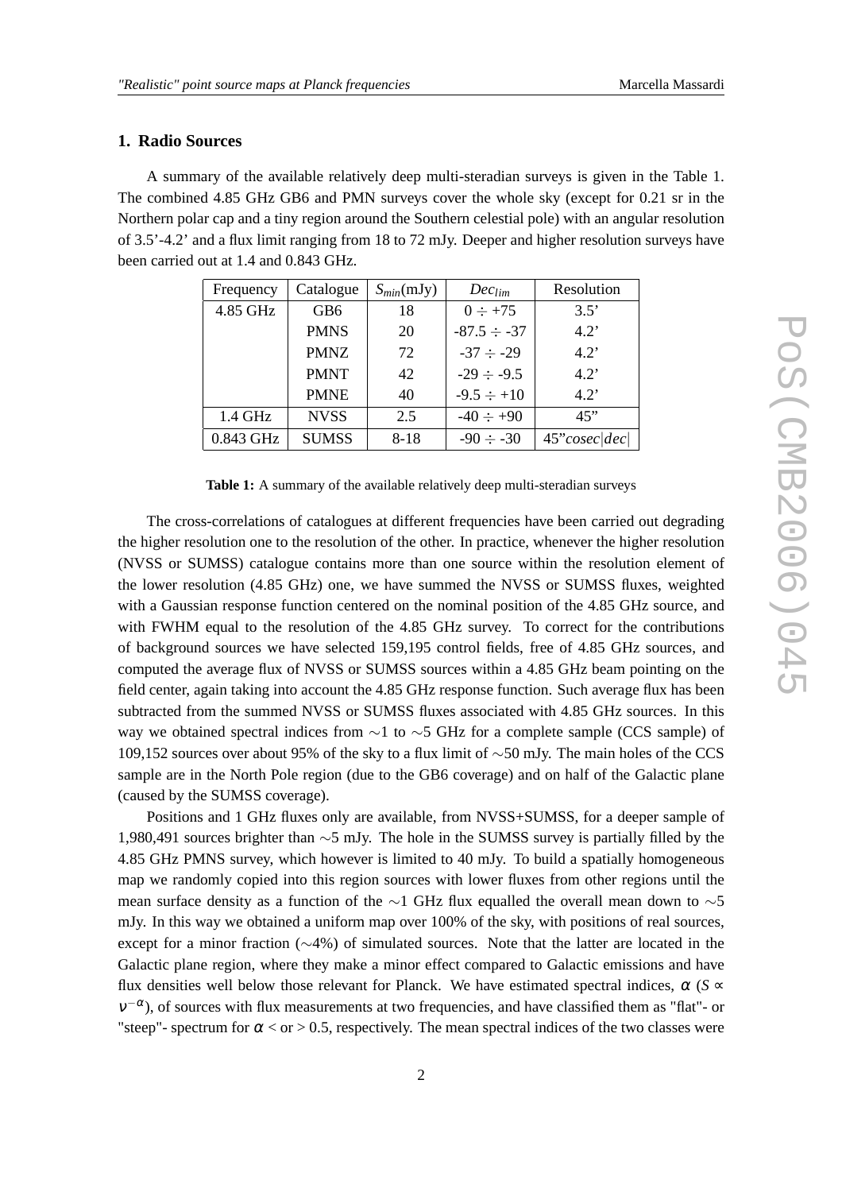## 1. Radio Sources

A summary of the available relatively deep multi-steradian surveys is given in the Table 1. The combined 4.85 GHz GB6 and PMN surveys cover the whole sky (except for 0.21 sr in the Northern polar cap and a tiny region around the Southern celestial pole) with an angular resolution of 3.5'-4.2' and a flux limit ranging from 18 to 72 mJy. Deeper and higher resolution surveys have been carried out at 1.4 and 0.843 GHz.

| Frequency | Catalogue | $S_{min}$(mJy) | $Dec_{lim}$ | Resolution |
|---|---|---|---|---|
| 4.85 GHz | GB6 | 18 | $0 \div +75$ | 3.5' |
| | PMNS | 20 | $-87.5 \div -37$ | 4.2' |
| | PMNZ | 72 | $-37 \div -29$ | 4.2' |
| | PMNT | 42 | $-29 \div -9.5$ | 4.2' |
| | PMNE | 40 | $-9.5 \div +10$ | 4.2' |
| 1.4 GHz | NVSS | 2.5 | $-40 \div +90$ | 45" |
| 0.843 GHz | SUMSS | 8-18 | $-90 \div -30$ | 45"$cosec\|dec\|$ |

**Table 1:** A summary of the available relatively deep multi-steradian surveys

The cross-correlations of catalogues at different frequencies have been carried out degrading the higher resolution one to the resolution of the other. In practice, whenever the higher resolution (NVSS or SUMSS) catalogue contains more than one source within the resolution element of the lower resolution (4.85 GHz) one, we have summed the NVSS or SUMSS fluxes, weighted with a Gaussian response function centered on the nominal position of the 4.85 GHz source, and with FWHM equal to the resolution of the 4.85 GHz survey. To correct for the contributions of background sources we have selected 159,195 control fields, free of 4.85 GHz sources, and computed the average flux of NVSS or SUMSS sources within a 4.85 GHz beam pointing on the field center, again taking into account the 4.85 GHz response function. Such average flux has been subtracted from the summed NVSS or SUMSS fluxes associated with 4.85 GHz sources. In this way we obtained spectral indices from $\sim$1 to $\sim$5 GHz for a complete sample (CCS sample) of 109,152 sources over about 95% of the sky to a flux limit of $\sim$50 mJy. The main holes of the CCS sample are in the North Pole region (due to the GB6 coverage) and on half of the Galactic plane (caused by the SUMSS coverage).

Positions and 1 GHz fluxes only are available, from NVSS+SUMSS, for a deeper sample of 1,980,491 sources brighter than $\sim$5 mJy. The hole in the SUMSS survey is partially filled by the 4.85 GHz PMNS survey, which however is limited to 40 mJy. To build a spatially homogeneous map we randomly copied into this region sources with lower fluxes from other regions until the mean surface density as a function of the $\sim$1 GHz flux equalled the overall mean down to $\sim$5 mJy. In this way we obtained a uniform map over 100% of the sky, with positions of real sources, except for a minor fraction ($\sim$4%) of simulated sources. Note that the latter are located in the Galactic plane region, where they make a minor effect compared to Galactic emissions and have flux densities well below those relevant for Planck. We have estimated spectral indices, $\alpha$ ($S \propto \nu^{-\alpha}$), of sources with flux measurements at two frequencies, and have classified them as "flat"- or "steep"- spectrum for $\alpha <$ or $> 0.5$, respectively. The mean spectral indices of the two classes were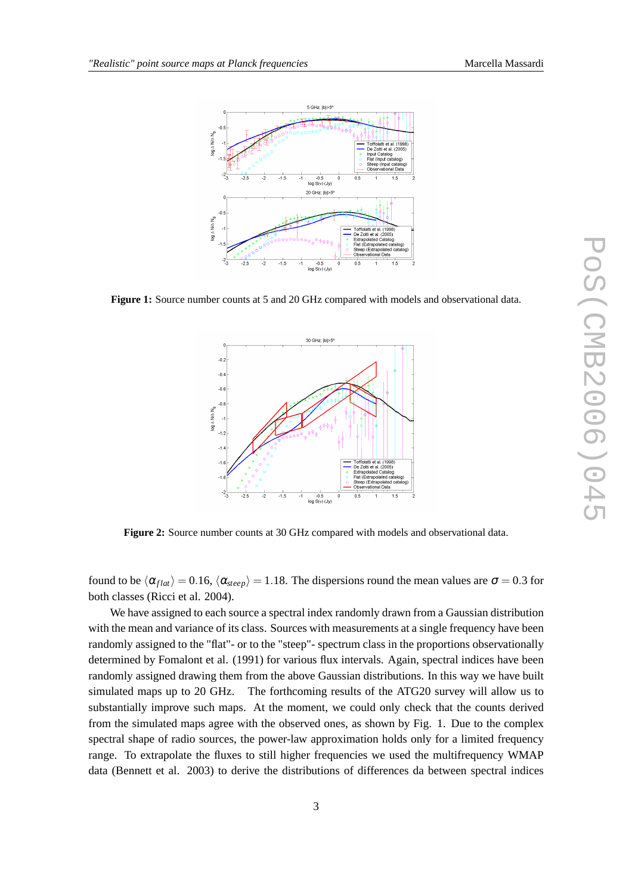**Figure 1:** Source number counts at 5 and 20 GHz compared with models and observational data.

**Figure 2:** Source number counts at 30 GHz compared with models and observational data.

found to be $\langle \alpha_{flat} \rangle = 0.16$, $\langle \alpha_{steep} \rangle = 1.18$. The dispersions round the mean values are $\sigma = 0.3$ for both classes (Ricci et al. 2004).

We have assigned to each source a spectral index randomly drawn from a Gaussian distribution with the mean and variance of its class. Sources with measurements at a single frequency have been randomly assigned to the "flat"- or to the "steep"- spectrum class in the proportions observationally determined by Fomalont et al. (1991) for various flux intervals. Again, spectral indices have been randomly assigned drawing them from the above Gaussian distributions. In this way we have built simulated maps up to 20 GHz. The forthcoming results of the ATG20 survey will allow us to substantially improve such maps. At the moment, we could only check that the counts derived from the simulated maps agree with the observed ones, as shown by Fig. 1. Due to the complex spectral shape of radio sources, the power-law approximation holds only for a limited frequency range. To extrapolate the fluxes to still higher frequencies we used the multifrequency WMAP data (Bennett et al. 2003) to derive the distributions of differences da between spectral indices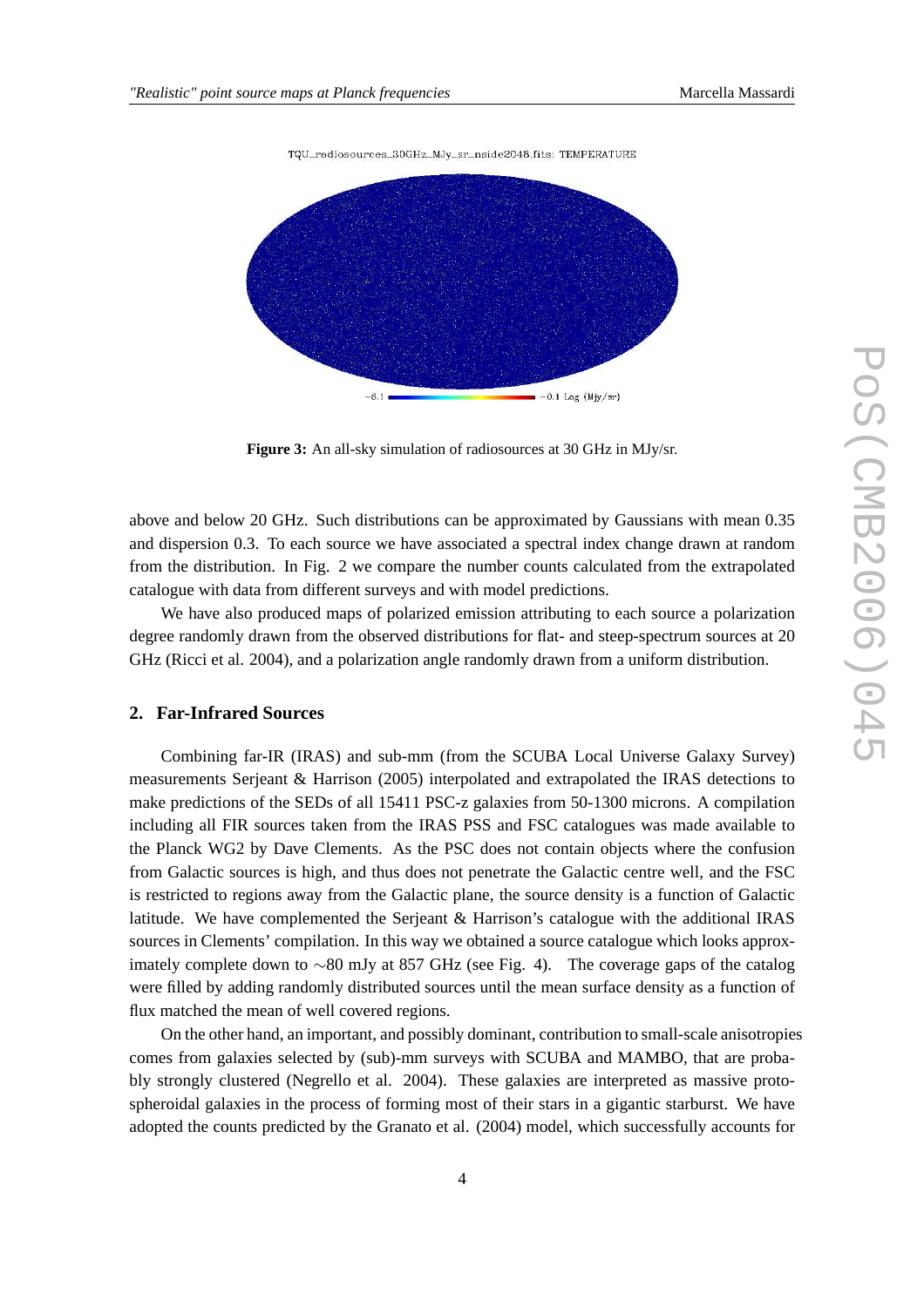**Figure 3:** An all-sky simulation of radiosources at 30 GHz in MJy/sr.

above and below 20 GHz. Such distributions can be approximated by Gaussians with mean 0.35 and dispersion 0.3. To each source we have associated a spectral index change drawn at random from the distribution. In Fig. 2 we compare the number counts calculated from the extrapolated catalogue with data from different surveys and with model predictions.

We have also produced maps of polarized emission attributing to each source a polarization degree randomly drawn from the observed distributions for flat- and steep-spectrum sources at 20 GHz (Ricci et al. 2004), and a polarization angle randomly drawn from a uniform distribution.

## 2. Far-Infrared Sources

Combining far-IR (IRAS) and sub-mm (from the SCUBA Local Universe Galaxy Survey) measurements Serjeant & Harrison (2005) interpolated and extrapolated the IRAS detections to make predictions of the SEDs of all 15411 PSC-z galaxies from 50-1300 microns. A compilation including all FIR sources taken from the IRAS PSS and FSC catalogues was made available to the Planck WG2 by Dave Clements. As the PSC does not contain objects where the confusion from Galactic sources is high, and thus does not penetrate the Galactic centre well, and the FSC is restricted to regions away from the Galactic plane, the source density is a function of Galactic latitude. We have complemented the Serjeant & Harrison's catalogue with the additional IRAS sources in Clements' compilation. In this way we obtained a source catalogue which looks approximately complete down to $\sim$80 mJy at 857 GHz (see Fig. 4). The coverage gaps of the catalog were filled by adding randomly distributed sources until the mean surface density as a function of flux matched the mean of well covered regions.

On the other hand, an important, and possibly dominant, contribution to small-scale anisotropies comes from galaxies selected by (sub)-mm surveys with SCUBA and MAMBO, that are probably strongly clustered (Negrello et al. 2004). These galaxies are interpreted as massive proto-spheroidal galaxies in the process of forming most of their stars in a gigantic starburst. We have adopted the counts predicted by the Granato et al. (2004) model, which successfully accounts for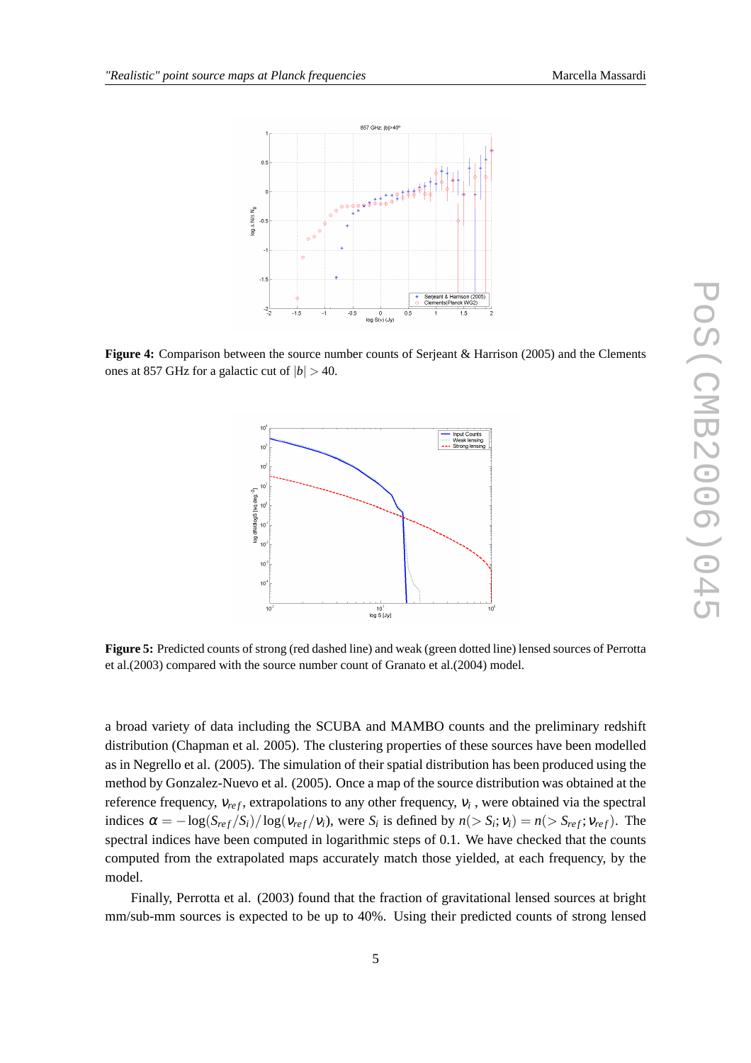**Figure 4:** Comparison between the source number counts of Serjeant & Harrison (2005) and the Clements ones at 857 GHz for a galactic cut of $|b| > 40$.

**Figure 5:** Predicted counts of strong (red dashed line) and weak (green dotted line) lensed sources of Perrotta et al.(2003) compared with the source number count of Granato et al.(2004) model.

a broad variety of data including the SCUBA and MAMBO counts and the preliminary redshift distribution (Chapman et al. 2005). The clustering properties of these sources have been modelled as in Negrello et al. (2005). The simulation of their spatial distribution has been produced using the method by Gonzalez-Nuevo et al. (2005). Once a map of the source distribution was obtained at the reference frequency, $\nu_{ref}$, extrapolations to any other frequency, $\nu_i$ , were obtained via the spectral indices $\alpha = -\log(S_{ref}/S_i)/\log(\nu_{ref}/\nu_i)$, were $S_i$ is defined by $n(> S_i; \nu_i) = n(> S_{ref}; \nu_{ref})$. The spectral indices have been computed in logarithmic steps of 0.1. We have checked that the counts computed from the extrapolated maps accurately match those yielded, at each frequency, by the model.

Finally, Perrotta et al. (2003) found that the fraction of gravitational lensed sources at bright mm/sub-mm sources is expected to be up to 40%. Using their predicted counts of strong lensed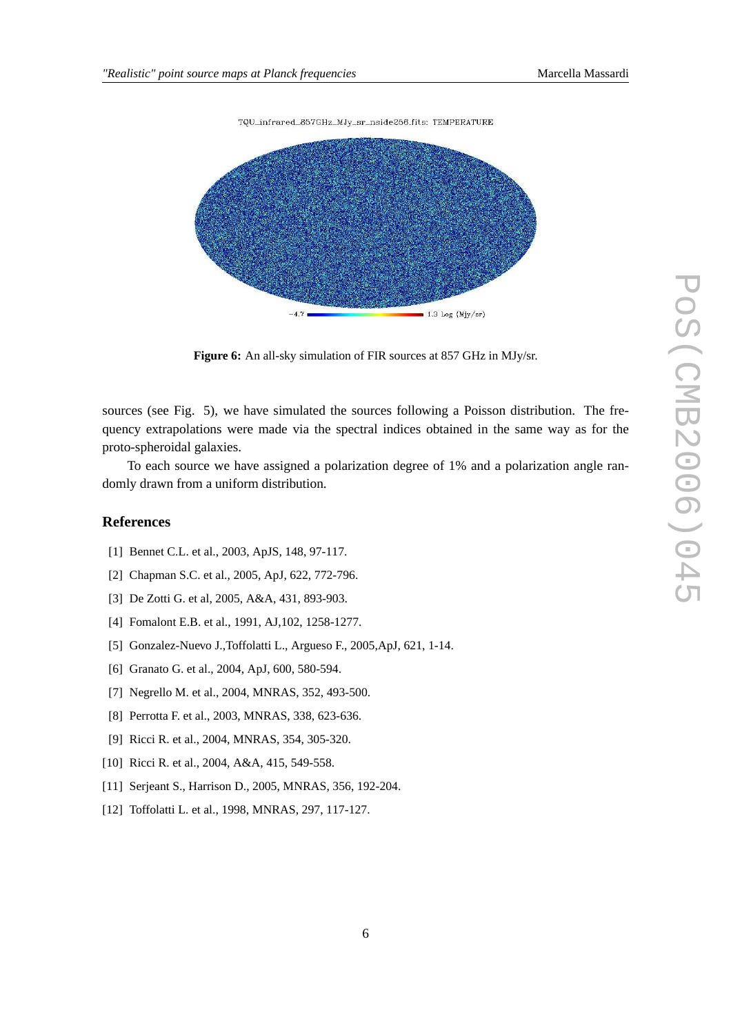TQU_infrared_857GHz_MJy_sr_nside256.fits: TEMPERATURE

-4.7 1.3 Log (Mjy/sr)

**Figure 6:** An all-sky simulation of FIR sources at 857 GHz in MJy/sr.

sources (see Fig. 5), we have simulated the sources following a Poisson distribution. The frequency extrapolations were made via the spectral indices obtained in the same way as for the proto-spheroidal galaxies.

To each source we have assigned a polarization degree of 1% and a polarization angle randomly drawn from a uniform distribution.

## References

[1] Bennet C.L. et al., 2003, ApJS, 148, 97-117.

[2] Chapman S.C. et al., 2005, ApJ, 622, 772-796.

[3] De Zotti G. et al, 2005, A&A, 431, 893-903.

[4] Fomalont E.B. et al., 1991, AJ,102, 1258-1277.

[5] Gonzalez-Nuevo J.,Toffolatti L., Argueso F., 2005,ApJ, 621, 1-14.

[6] Granato G. et al., 2004, ApJ, 600, 580-594.

[7] Negrello M. et al., 2004, MNRAS, 352, 493-500.

[8] Perrotta F. et al., 2003, MNRAS, 338, 623-636.

[9] Ricci R. et al., 2004, MNRAS, 354, 305-320.

[10] Ricci R. et al., 2004, A&A, 415, 549-558.

[11] Serjeant S., Harrison D., 2005, MNRAS, 356, 192-204.

[12] Toffolatti L. et al., 1998, MNRAS, 297, 117-127.